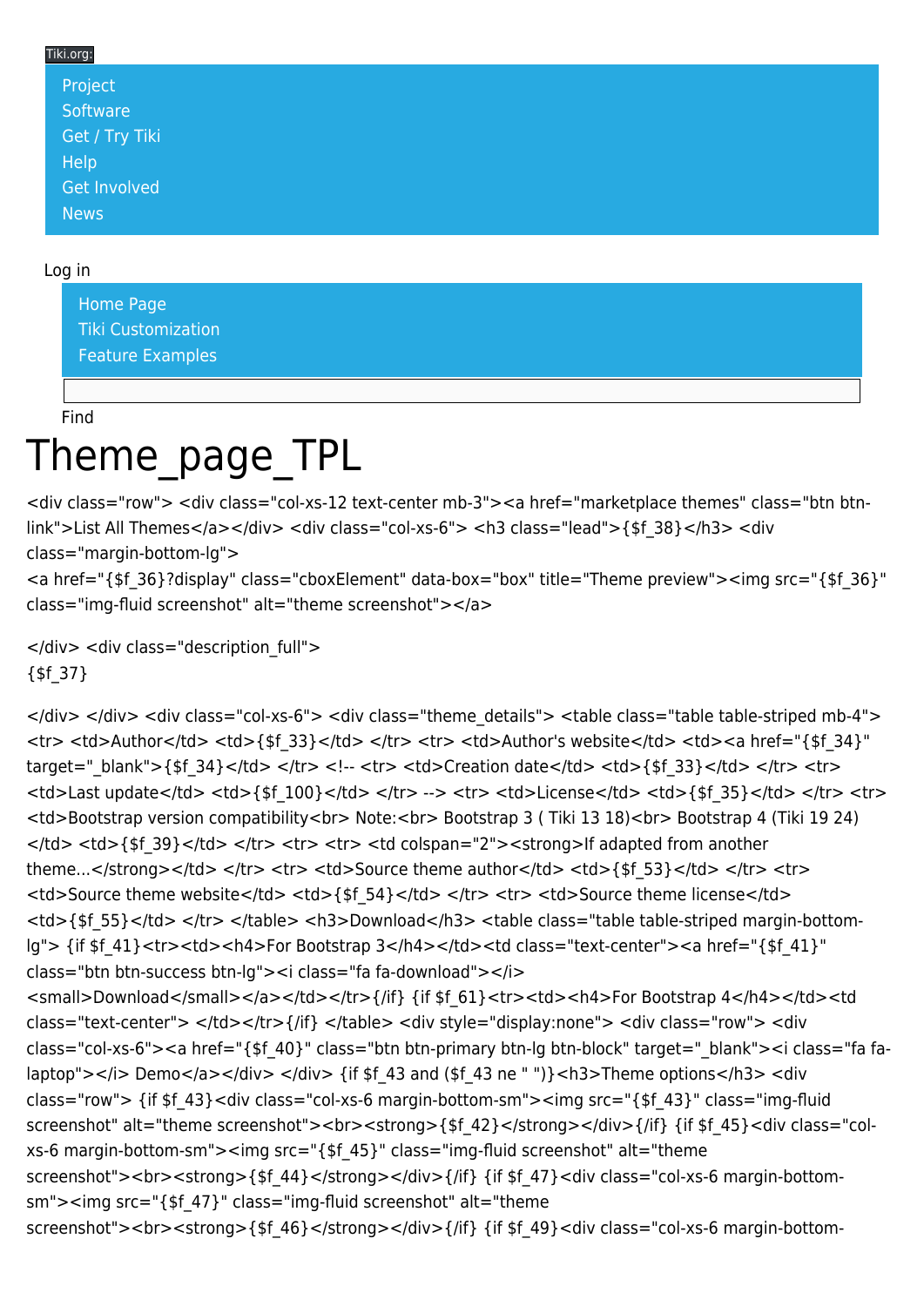Tiki.org:

- Project
- Software
- Get / Try Tiki
- Help
- Get Involved
- News

Log in

- Home Page
- Tiki Customization
- Feature Examples

Find

# Theme_page_TPL

<div class="row"> <div class="col-xs-12 text-center mb-3"><a href="marketplace themes" class="btn btn-link">List All Themes</a></div> <div class="col-xs-6"> <h3 class="lead">{$f_38}</h3> <div class="margin-bottom-lg">
<a href="{$f_36}?display" class="cboxElement" data-box="box" title="Theme preview"><img src="{$f_36}" class="img-fluid screenshot" alt="theme screenshot"></a>

</div> <div class="description_full">
{$f_37}

</div> </div> <div class="col-xs-6"> <div class="theme_details"> <table class="table table-striped mb-4"> <tr> <td>Author</td> <td>{$f_33}</td> </tr> <tr> <td>Author's website</td> <td><a href="{$f_34}" target="_blank">{$f_34}</td> </tr> <!-- <tr> <td>Creation date</td> <td>{$f_33}</td> </tr> <tr> <td>Last update</td> <td>{$f_100}</td> </tr> --> <tr> <td>License</td> <td>{$f_35}</td> </tr> <tr> <td>Bootstrap version compatibility<br> Note:<br> Bootstrap 3 ( Tiki 13 18)<br> Bootstrap 4 (Tiki 19 24) </td> <td>{$f_39}</td> </tr> <tr> <tr> <td colspan="2"><strong>If adapted from another theme...</strong></td> </tr> <tr> <td>Source theme author</td> <td>{$f_53}</td> </tr> <tr> <td>Source theme website</td> <td>{$f_54}</td> </tr> <tr> <td>Source theme license</td> <td>{$f_55}</td> </tr> </table> <h3>Download</h3> <table class="table table-striped margin-bottom-lg"> {if $f_41}<tr><td><h4>For Bootstrap 3</h4></td><td class="text-center"><a href="{$f_41}" class="btn btn-success btn-lg"><i class="fa fa-download"></i>
<small>Download</small></a></td></tr>{/if} {if $f_61}<tr><td><h4>For Bootstrap 4</h4></td><td class="text-center"> </td></tr>{/if} </table> <div style="display:none"> <div class="row"> <div class="col-xs-6"><a href="{$f_40}" class="btn btn-primary btn-lg btn-block" target="_blank"><i class="fa fa-laptop"></i> Demo</a></div> </div> {if $f_43 and ($f_43 ne " ")}<h3>Theme options</h3> <div class="row"> {if $f_43}<div class="col-xs-6 margin-bottom-sm"><img src="{$f_43}" class="img-fluid screenshot" alt="theme screenshot"><br><strong>{$f_42}</strong></div>{/if} {if $f_45}<div class="col-xs-6 margin-bottom-sm"><img src="{$f_45}" class="img-fluid screenshot" alt="theme screenshot"><br><strong>{$f_44}</strong></div>{/if} {if $f_47}<div class="col-xs-6 margin-bottom-sm"><img src="{$f_47}" class="img-fluid screenshot" alt="theme screenshot"><br><strong>{$f_46}</strong></div>{/if} {if $f_49}<div class="col-xs-6 margin-bottom-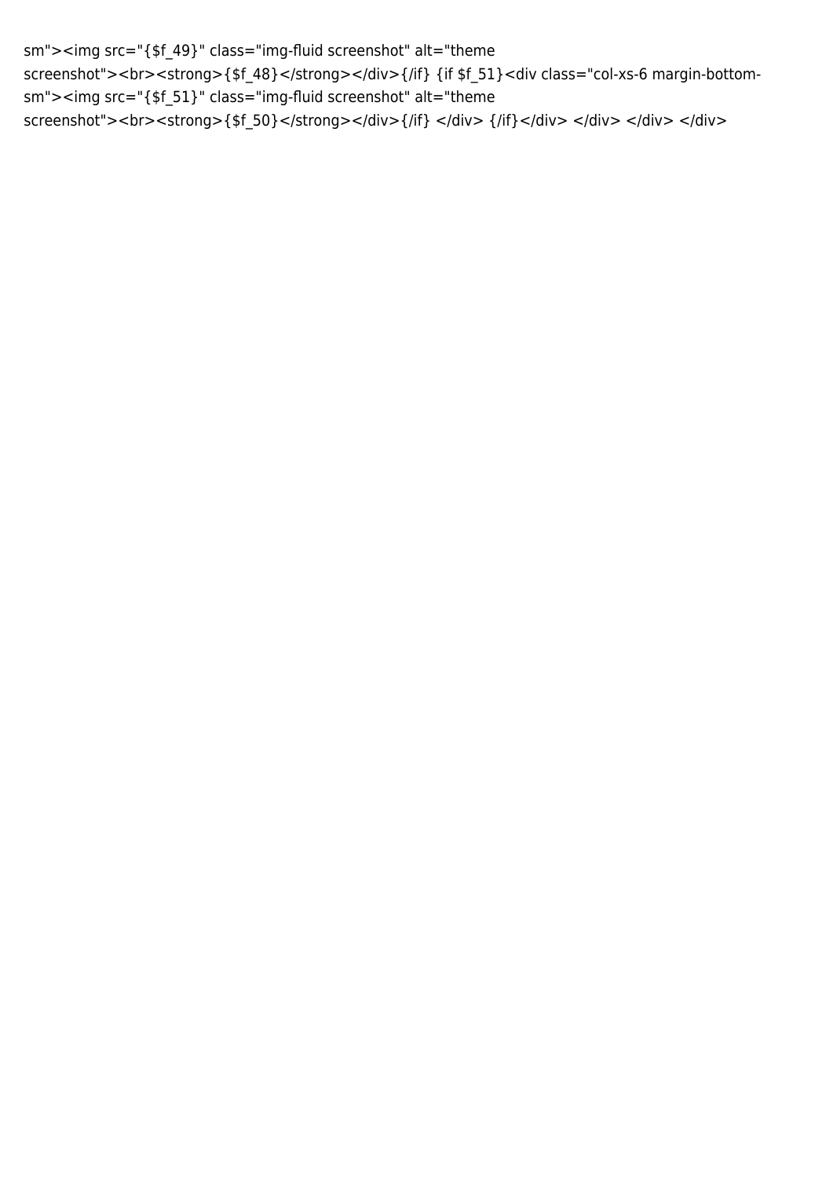sm"><img src="{$f_49}" class="img-fluid screenshot" alt="theme screenshot"><br><strong>{$f_48}</strong></div>{/if} {if $f_51}<div class="col-xs-6 margin-bottom-sm"><img src="{$f_51}" class="img-fluid screenshot" alt="theme screenshot"><br><strong>{$f_50}</strong></div>{/if} </div> {/if}</div> </div> </div> </div>